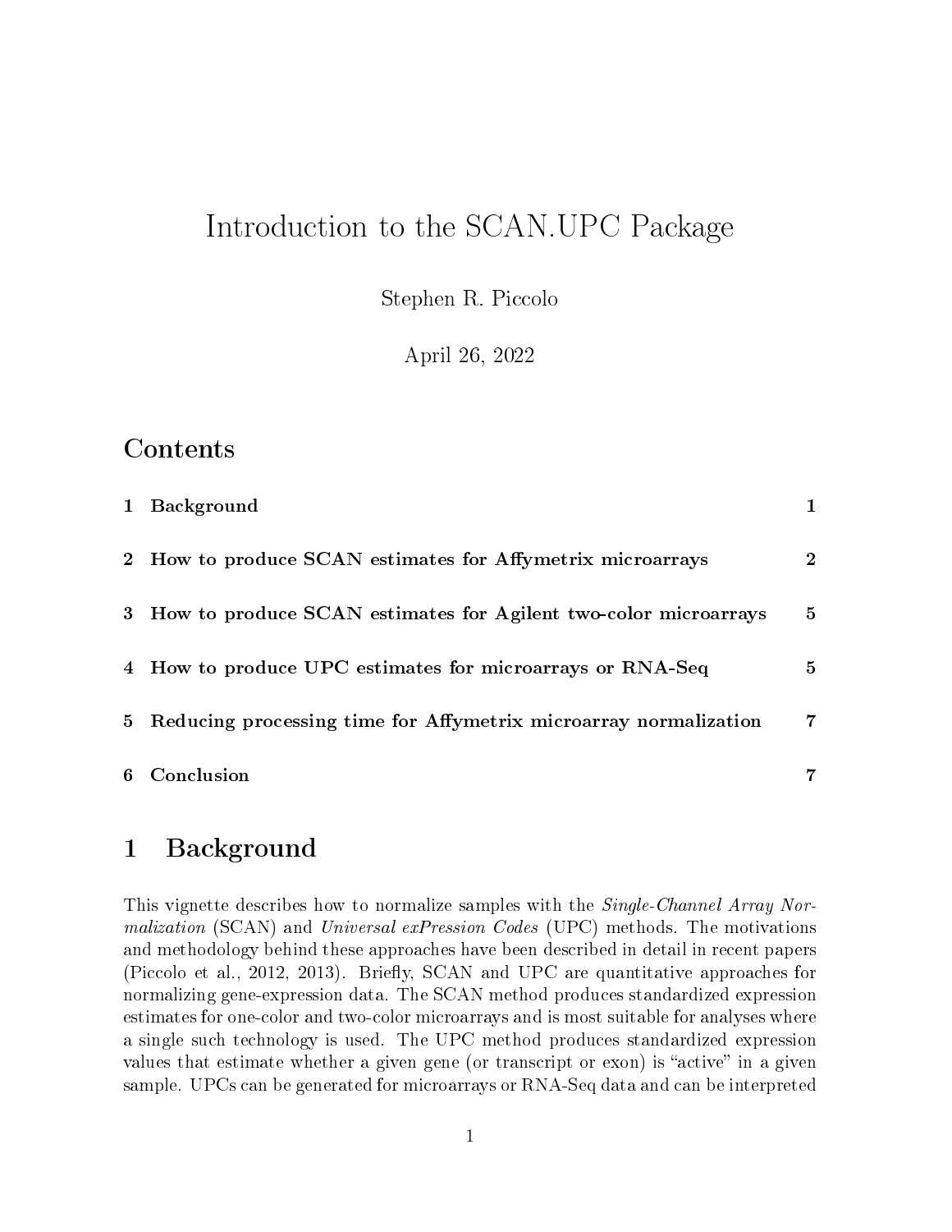# Introduction to the SCAN.UPC Package

Stephen R. Piccolo

April 26, 2022

## Contents

| | | |
|---|---|---|
| 1 | Background | 1 |
| 2 | How to produce SCAN estimates for Affymetrix microarrays | 2 |
| 3 | How to produce SCAN estimates for Agilent two-color microarrays | 5 |
| 4 | How to produce UPC estimates for microarrays or RNA-Seq | 5 |
| 5 | Reducing processing time for Affymetrix microarray normalization | 7 |
| 6 | Conclusion | 7 |

## 1 Background

This vignette describes how to normalize samples with the *Single-Channel Array Normalization* (SCAN) and *Universal exPression Codes* (UPC) methods. The motivations and methodology behind these approaches have been described in detail in recent papers (Piccolo et al., 2012, 2013). Briefly, SCAN and UPC are quantitative approaches for normalizing gene-expression data. The SCAN method produces standardized expression estimates for one-color and two-color microarrays and is most suitable for analyses where a single such technology is used. The UPC method produces standardized expression values that estimate whether a given gene (or transcript or exon) is "active" in a given sample. UPCs can be generated for microarrays or RNA-Seq data and can be interpreted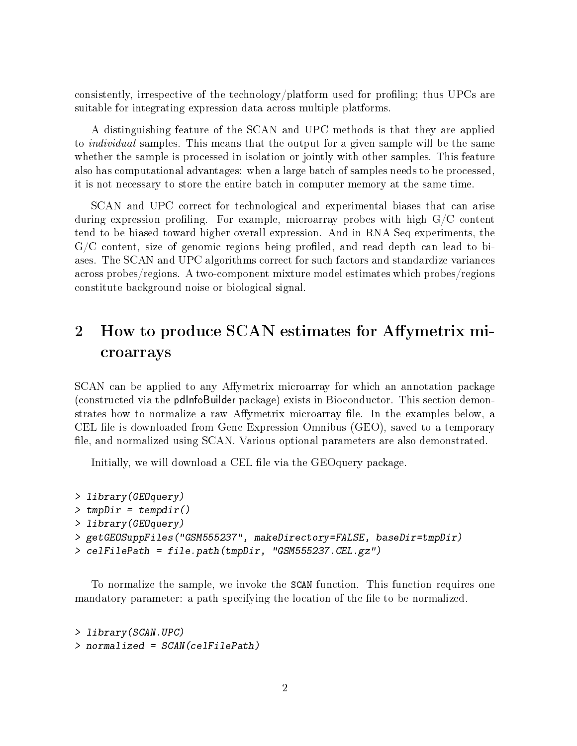consistently, irrespective of the technology/platform used for profiling; thus UPCs are suitable for integrating expression data across multiple platforms.

A distinguishing feature of the SCAN and UPC methods is that they are applied to *individual* samples. This means that the output for a given sample will be the same whether the sample is processed in isolation or jointly with other samples. This feature also has computational advantages: when a large batch of samples needs to be processed, it is not necessary to store the entire batch in computer memory at the same time.

SCAN and UPC correct for technological and experimental biases that can arise during expression profiling. For example, microarray probes with high G/C content tend to be biased toward higher overall expression. And in RNA-Seq experiments, the G/C content, size of genomic regions being profiled, and read depth can lead to biases. The SCAN and UPC algorithms correct for such factors and standardize variances across probes/regions. A two-component mixture model estimates which probes/regions constitute background noise or biological signal.

## 2 How to produce SCAN estimates for Affymetrix microarrays

SCAN can be applied to any Affymetrix microarray for which an annotation package (constructed via the pdInfoBuilder package) exists in Bioconductor. This section demonstrates how to normalize a raw Affymetrix microarray file. In the examples below, a CEL file is downloaded from Gene Expression Omnibus (GEO), saved to a temporary file, and normalized using SCAN. Various optional parameters are also demonstrated.

Initially, we will download a CEL file via the GEOquery package.

```
> library(GEOquery)
> tmpDir = tempdir()
> library(GEOquery)
> getGEOSuppFiles("GSM555237", makeDirectory=FALSE, baseDir=tmpDir)
> celFilePath = file.path(tmpDir, "GSM555237.CEL.gz")
```

To normalize the sample, we invoke the `SCAN` function. This function requires one mandatory parameter: a path specifying the location of the file to be normalized.

```
> library(SCAN.UPC)
> normalized = SCAN(celFilePath)
```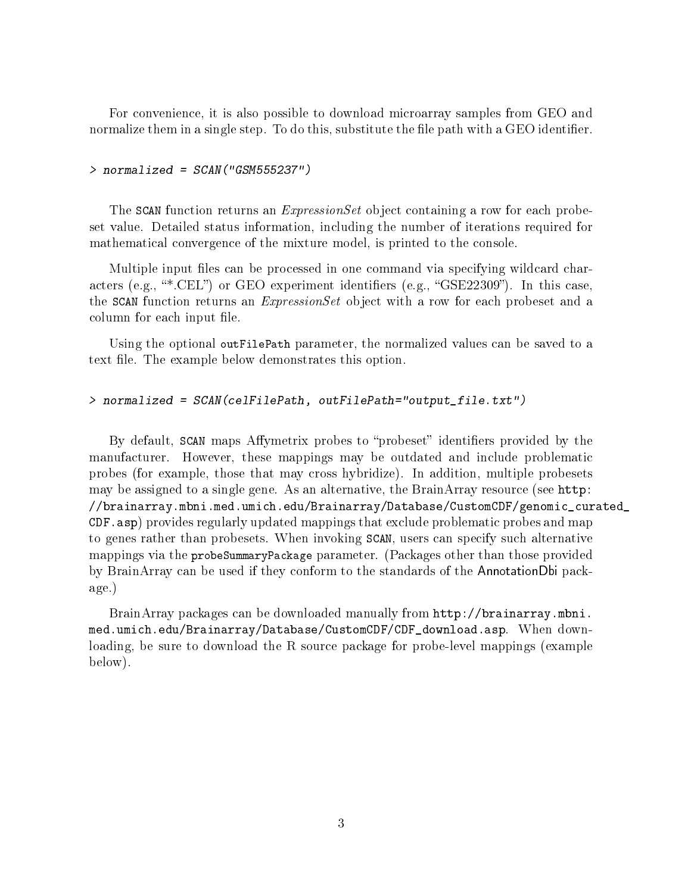For convenience, it is also possible to download microarray samples from GEO and normalize them in a single step. To do this, substitute the file path with a GEO identifier.

```
> normalized = SCAN("GSM555237")
```

The `SCAN` function returns an *ExpressionSet* object containing a row for each probeset value. Detailed status information, including the number of iterations required for mathematical convergence of the mixture model, is printed to the console.

Multiple input files can be processed in one command via specifying wildcard characters (e.g., "*.CEL") or GEO experiment identifiers (e.g., "GSE22309"). In this case, the `SCAN` function returns an *ExpressionSet* object with a row for each probeset and a column for each input file.

Using the optional `outFilePath` parameter, the normalized values can be saved to a text file. The example below demonstrates this option.

```
> normalized = SCAN(celFilePath, outFilePath="output_file.txt")
```

By default, `SCAN` maps Affymetrix probes to "probeset" identifiers provided by the manufacturer. However, these mappings may be outdated and include problematic probes (for example, those that may cross hybridize). In addition, multiple probesets may be assigned to a single gene. As an alternative, the BrainArray resource (see `http://brainarray.mbni.med.umich.edu/Brainarray/Database/CustomCDF/genomic_curated_CDF.asp`) provides regularly updated mappings that exclude problematic probes and map to genes rather than probesets. When invoking `SCAN`, users can specify such alternative mappings via the `probeSummaryPackage` parameter. (Packages other than those provided by BrainArray can be used if they conform to the standards of the AnnotationDbi package.)

BrainArray packages can be downloaded manually from `http://brainarray.mbni.med.umich.edu/Brainarray/Database/CustomCDF/CDF_download.asp`. When downloading, be sure to download the R source package for probe-level mappings (example below).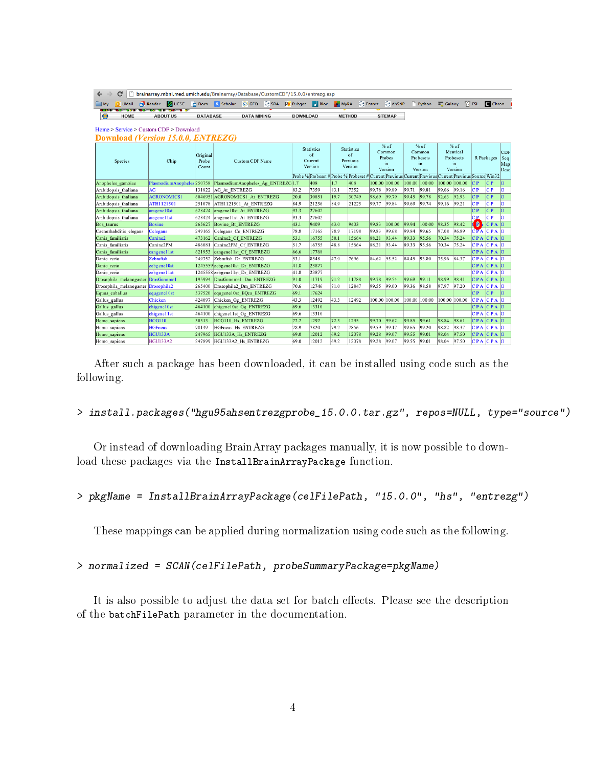Home > Service > Custom CDF > Download

**Download (Version 15.0.0, ENTREZG)**

| Species | Chip | Original Probe Count | Custom CDF Name | Statistics of Current Version | | Statistics of Previous Version | | % of Common Probes in Version | | % of Common Probesets in Version | | % of Identical Probesets in Version | | R Packages | | CDF Seq Map Desc |
|---|---|---|---|---|---|---|---|---|---|---|---|---|---|---|---|---|
| | | | | Probe % | Probeset # | Probe % | Probeset # | Current | Previous | Current | Previous | Current | Previous | Source | Win32 | |
| Anopheles_gambiae | PlasmodiumAnopheles | 250758 | PlasmodiumAnopheles_Ag_ENTREZG | 1.7 | 408 | 1.7 | 408 | 100.00 | 100.00 | 100.00 | 100.00 | 100.00 | 100.00 | C P | C P | O |
| Arabidopsis_thaliana | AG | 131822 | AG_At_ENTREZG | 83.2 | 7359 | 83.1 | 7352 | 99.78 | 99.89 | 99.71 | 99.81 | 99.06 | 99.16 | C P | C P | O |
| Arabidopsis_thaliana | AGRONOMICS1 | 6046951 | AGRONOMICS1_At_ENTREZG | 20.0 | 30851 | 19.7 | 30749 | 98.69 | 99.79 | 99.45 | 99.78 | 92.63 | 92.93 | C P | C P | O |
| Arabidopsis_thaliana | ATH1121501 | 251078 | ATH1121501_At_ENTREZG | 84.9 | 21236 | 84.9 | 21225 | 99.77 | 99.84 | 99.69 | 99.74 | 99.16 | 99.21 | C P | C P | O |
| Arabidopsis_thaliana | aragene10st | 628424 | aragene10st_At_ENTREZG | 93.3 | 27602 | | | | | | | | | C P | C P | O |
| Arabidopsis_thaliana | aragene11st | 628424 | aragene11st_At_ENTREZG | 93.3 | 27602 | | | | | | | | | C P | C P | O |
| Bos_taurus | Bovine | 265627 | Bovine_Bt_ENTREZG | 43.1 | 9409 | 43.0 | 9403 | 99.83 | 100.00 | 99.94 | 100.00 | 98.35 | 98.42 | C P A | C P A | O |
| Caenorhabditis_elegans | Celegans | 249165 | Celegans_Ce_ENTREZG | 78.8 | 17165 | 78.9 | 17198 | 99.83 | 99.68 | 99.84 | 99.65 | 97.08 | 96.89 | C P A | C P A | O |
| Canis_familiaris | Canine2 | 473162 | Canine2_Cf_ENTREZG | 53.1 | 16755 | 50.1 | 15664 | 88.21 | 93.44 | 89.33 | 95.56 | 70.34 | 75.24 | C P A | C P A | O |
| Canis_familiaris | Canine2PM | 486081 | Canine2PM_Cf_ENTREZG | 51.7 | 16755 | 48.8 | 15664 | 88.21 | 93.44 | 89.33 | 95.56 | 70.34 | 75.24 | C P A | C P A | O |
| Canis_familiaris | cangene11st | 621953 | cangene11st_Cf_ENTREZG | 66.6 | 17768 | | | | | | | | | C P A | C P A | O |
| Danio_rerio | Zebrafish | 249752 | Zebrafish_Dr_ENTREZG | 53.1 | 8548 | 47.0 | 7696 | 84.62 | 95.52 | 84.45 | 93.80 | 75.96 | 84.37 | C P A | C P A | O |
| Danio_rerio | zebgene10st | 1245559 | zebgene10st_Dr_ENTREZG | 41.8 | 23877 | | | | | | | | | C P A | C P A | O |
| Danio_rerio | zebgene11st | 1245558 | zebgene11st_Dr_ENTREZG | 41.8 | 23877 | | | | | | | | | C P A | C P A | O |
| Drosophila_melanogaster | DrosGenome1 | 195994 | DrosGenome1_Dm_ENTREZG | 91.0 | 11719 | 91.2 | 11788 | 99.78 | 99.54 | 99.69 | 99.11 | 98.99 | 98.41 | C P A | C P A | O |
| Drosophila_melanogaster | Drosophila2 | 265400 | Drosophila2_Dm_ENTREZG | 70.6 | 12746 | 71.0 | 12847 | 99.55 | 99.00 | 99.36 | 98.58 | 97.97 | 97.20 | C P A | C P A | O |
| Equus_caballus | equgene10st | 537520 | equgene10st_EQca_ENTREZG | 69.1 | 17624 | | | | | | | | | C P | C P | O |
| Gallus_gallus | Chicken | 424097 | Chicken_Gg_ENTREZG | 43.3 | 12492 | 43.3 | 12492 | 100.00 | 100.00 | 100.00 | 100.00 | 100.00 | 100.00 | C P A | C P A | O |
| Gallus_gallus | chigene10st | 464100 | chigene10st_Gg_ENTREZG | 69.6 | 13310 | | | | | | | | | C P A | C P A | O |
| Gallus_gallus | chigene11st | 464100 | chigene11st_Gg_ENTREZG | 69.6 | 13310 | | | | | | | | | C P A | C P A | O |
| Homo_sapiens | HCG110 | 30313 | HCG110_Hs_ENTREZG | 72.2 | 1292 | 72.3 | 1295 | 99.70 | 99.62 | 99.85 | 99.61 | 98.84 | 98.61 | C P A | C P A | O |
| Homo_sapiens | HGFocus | 98149 | HGFocus_Hs_ENTREZG | 78.9 | 7820 | 79.2 | 7856 | 99.59 | 99.17 | 99.65 | 99.20 | 98.82 | 98.37 | C P A | C P A | O |
| Homo_sapiens | HGU133A | 247965 | HGU133A_Hs_ENTREZG | 69.0 | 12012 | 69.2 | 12078 | 99.28 | 99.07 | 99.55 | 99.01 | 98.04 | 97.50 | C P A | C P A | O |
| Homo_sapiens | HGU133A2 | 247899 | HGU133A2_Hs_ENTREZG | 69.0 | 12012 | 69.2 | 12078 | 99.28 | 99.07 | 99.55 | 99.01 | 98.04 | 97.50 | C P A | C P A | O |

After such a package has been downloaded, it can be installed using code such as the following.

```
> install.packages("hgu95ahsentrezgprobe_15.0.0.tar.gz", repos=NULL, type="source")
```

Or instead of downloading BrainArray packages manually, it is now possible to download these packages via the `InstallBrainArrayPackage` function.

```
> pkgName = InstallBrainArrayPackage(celFilePath, "15.0.0", "hs", "entrezg")
```

These mappings can be applied during normalization using code such as the following.

```
> normalized = SCAN(celFilePath, probeSummaryPackage=pkgName)
```

It is also possible to adjust the data set for batch effects. Please see the description of the `batchFilePath` parameter in the documentation.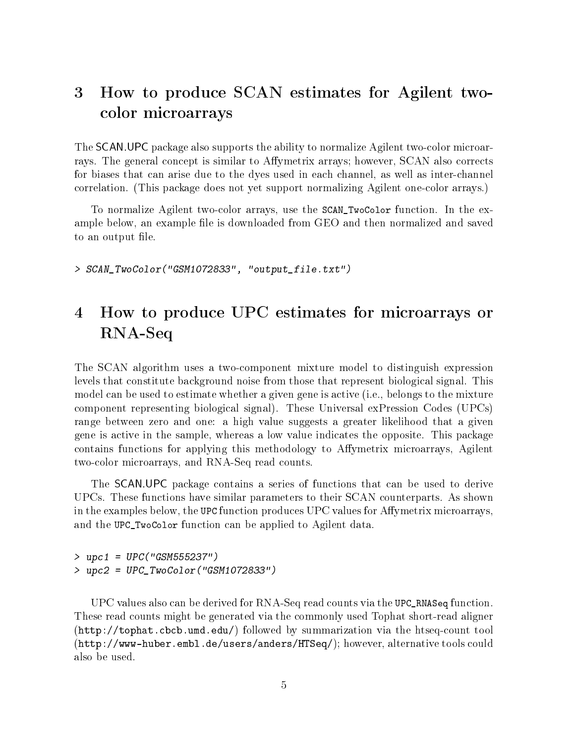## 3 How to produce SCAN estimates for Agilent two-color microarrays

The SCAN.UPC package also supports the ability to normalize Agilent two-color microarrays. The general concept is similar to Affymetrix arrays; however, SCAN also corrects for biases that can arise due to the dyes used in each channel, as well as inter-channel correlation. (This package does not yet support normalizing Agilent one-color arrays.)

To normalize Agilent two-color arrays, use the `SCAN_TwoColor` function. In the example below, an example file is downloaded from GEO and then normalized and saved to an output file.

```
> SCAN_TwoColor("GSM1072833", "output_file.txt")
```

## 4 How to produce UPC estimates for microarrays or RNA-Seq

The SCAN algorithm uses a two-component mixture model to distinguish expression levels that constitute background noise from those that represent biological signal. This model can be used to estimate whether a given gene is active (i.e., belongs to the mixture component representing biological signal). These Universal exPression Codes (UPCs) range between zero and one: a high value suggests a greater likelihood that a given gene is active in the sample, whereas a low value indicates the opposite. This package contains functions for applying this methodology to Affymetrix microarrays, Agilent two-color microarrays, and RNA-Seq read counts.

The SCAN.UPC package contains a series of functions that can be used to derive UPCs. These functions have similar parameters to their SCAN counterparts. As shown in the examples below, the `UPC` function produces UPC values for Affymetrix microarrays, and the `UPC_TwoColor` function can be applied to Agilent data.

```
> upc1 = UPC("GSM555237")
> upc2 = UPC_TwoColor("GSM1072833")
```

UPC values also can be derived for RNA-Seq read counts via the `UPC_RNASeq` function. These read counts might be generated via the commonly used Tophat short-read aligner (`http://tophat.cbcb.umd.edu/`) followed by summarization via the htseq-count tool (`http://www-huber.embl.de/users/anders/HTSeq/`); however, alternative tools could also be used.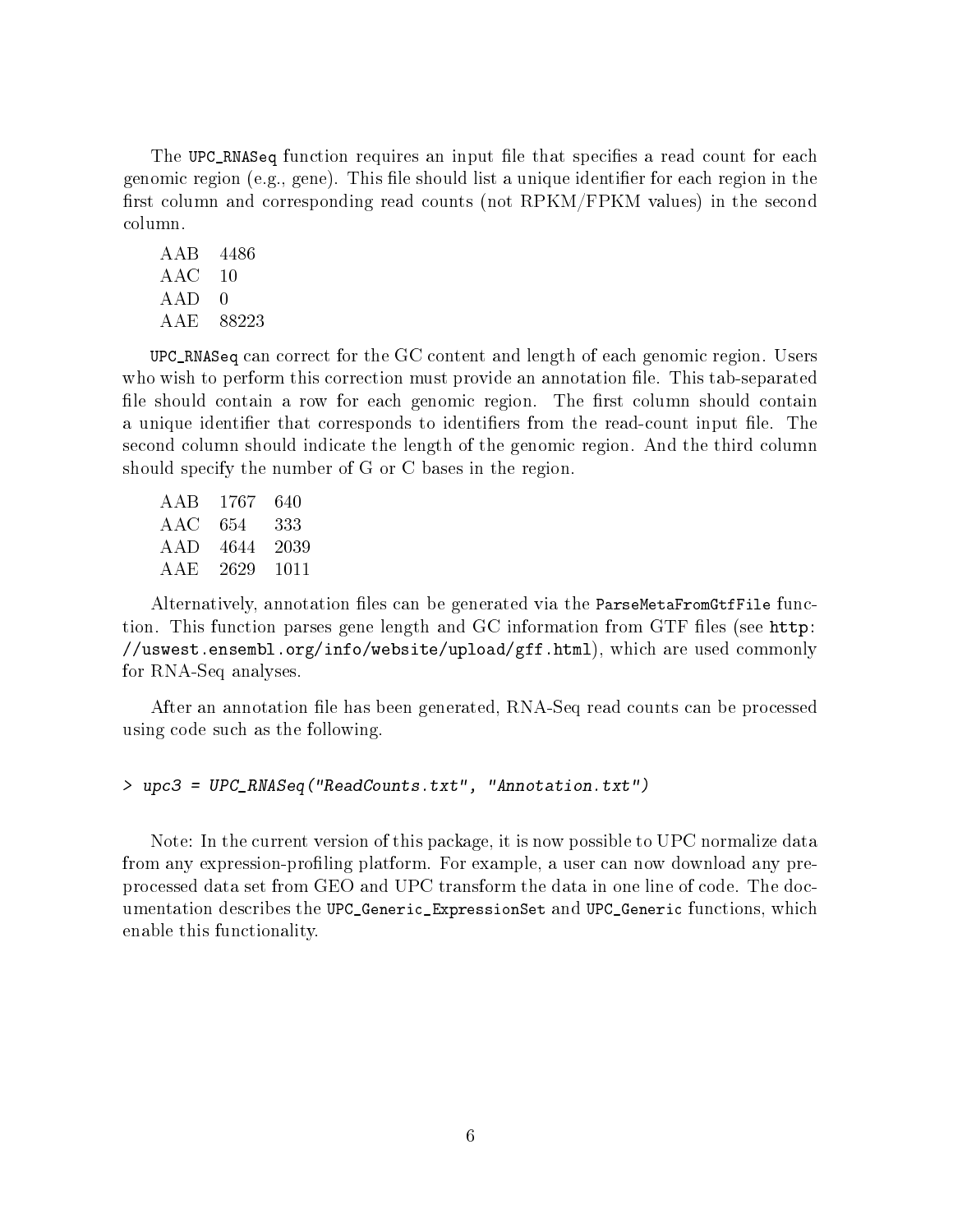The `UPC_RNASeq` function requires an input file that specifies a read count for each genomic region (e.g., gene). This file should list a unique identifier for each region in the first column and corresponding read counts (not RPKM/FPKM values) in the second column.

```
AAB   4486
AAC   10
AAD   0
AAE   88223
```

`UPC_RNASeq` can correct for the GC content and length of each genomic region. Users who wish to perform this correction must provide an annotation file. This tab-separated file should contain a row for each genomic region. The first column should contain a unique identifier that corresponds to identifiers from the read-count input file. The second column should indicate the length of the genomic region. And the third column should specify the number of G or C bases in the region.

```
AAB   1767   640
AAC   654    333
AAD   4644   2039
AAE   2629   1011
```

Alternatively, annotation files can be generated via the `ParseMetaFromGtfFile` function. This function parses gene length and GC information from GTF files (see `http://uswest.ensembl.org/info/website/upload/gff.html`), which are used commonly for RNA-Seq analyses.

After an annotation file has been generated, RNA-Seq read counts can be processed using code such as the following.

```
> upc3 = UPC_RNASeq("ReadCounts.txt", "Annotation.txt")
```

Note: In the current version of this package, it is now possible to UPC normalize data from any expression-profiling platform. For example, a user can now download any preprocessed data set from GEO and UPC transform the data in one line of code. The documentation describes the `UPC_Generic_ExpressionSet` and `UPC_Generic` functions, which enable this functionality.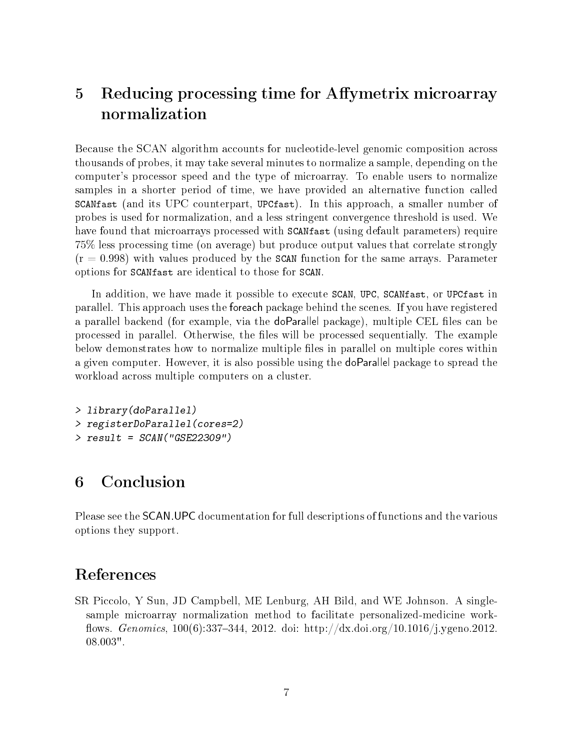## 5 Reducing processing time for Affymetrix microarray normalization

Because the SCAN algorithm accounts for nucleotide-level genomic composition across thousands of probes, it may take several minutes to normalize a sample, depending on the computer's processor speed and the type of microarray. To enable users to normalize samples in a shorter period of time, we have provided an alternative function called `SCANfast` (and its UPC counterpart, `UPCfast`). In this approach, a smaller number of probes is used for normalization, and a less stringent convergence threshold is used. We have found that microarrays processed with `SCANfast` (using default parameters) require 75% less processing time (on average) but produce output values that correlate strongly (r = 0.998) with values produced by the `SCAN` function for the same arrays. Parameter options for `SCANfast` are identical to those for `SCAN`.

In addition, we have made it possible to execute `SCAN`, `UPC`, `SCANfast`, or `UPCfast` in parallel. This approach uses the foreach package behind the scenes. If you have registered a parallel backend (for example, via the doParallel package), multiple CEL files can be processed in parallel. Otherwise, the files will be processed sequentially. The example below demonstrates how to normalize multiple files in parallel on multiple cores within a given computer. However, it is also possible using the doParallel package to spread the workload across multiple computers on a cluster.

```
> library(doParallel)
> registerDoParallel(cores=2)
> result = SCAN("GSE22309")
```

## 6 Conclusion

Please see the SCAN.UPC documentation for full descriptions of functions and the various options they support.

## References

SR Piccolo, Y Sun, JD Campbell, ME Lenburg, AH Bild, and WE Johnson. A single-sample microarray normalization method to facilitate personalized-medicine workflows. *Genomics*, 100(6):337–344, 2012. doi: http://dx.doi.org/10.1016/j.ygeno.2012.08.003".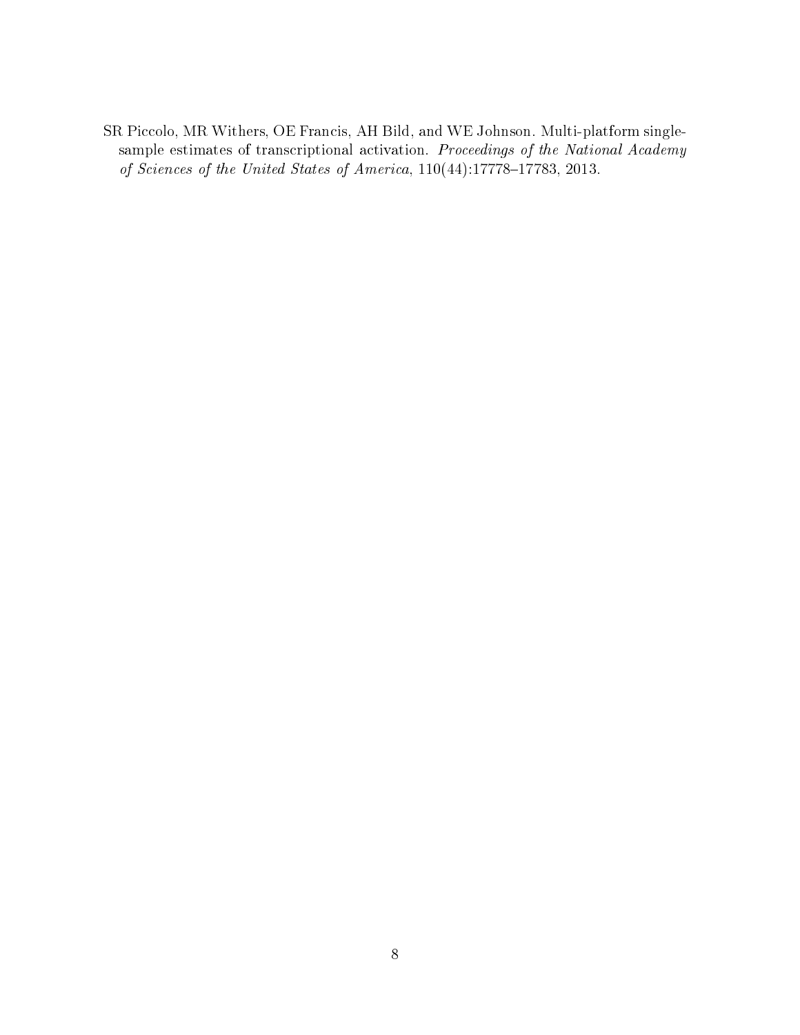SR Piccolo, MR Withers, OE Francis, AH Bild, and WE Johnson. Multi-platform single-sample estimates of transcriptional activation. *Proceedings of the National Academy of Sciences of the United States of America*, 110(44):17778–17783, 2013.